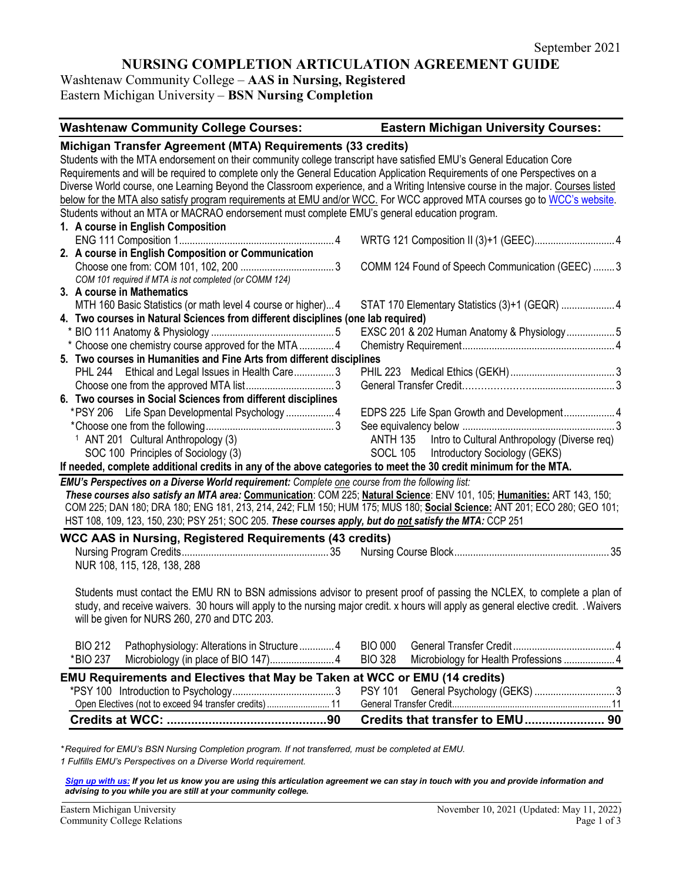September 2021

# NURSING COMPLETION ARTICULATION AGREEMENT GUIDE

Washtenaw Community College – **AAS in Nursing, Registered**
Eastern Michigan University – **BSN Nursing Completion**

| **Washtenaw Community College Courses:** | **Eastern Michigan University Courses:** |
|---|---|

## Michigan Transfer Agreement (MTA) Requirements (33 credits)

Students with the MTA endorsement on their community college transcript have satisfied EMU's General Education Core Requirements and will be required to complete only the General Education Application Requirements of one Perspectives on a Diverse World course, one Learning Beyond the Classroom experience, and a Writing Intensive course in the major. Courses listed below for the MTA also satisfy program requirements at EMU and/or WCC. For WCC approved MTA courses go to WCC's website. Students without an MTA or MACRAO endorsement must complete EMU's general education program.

| Washtenaw Community College Courses | Credits | Eastern Michigan University Courses | Credits |
|---|---|---|---|
| **1. A course in English Composition** | | | |
| ENG 111 Composition 1 | 4 | WRTG 121 Composition II (3)+1 (GEEC) | 4 |
| **2. A course in English Composition or Communication** | | | |
| Choose one from: COM 101, 102, 200 | 3 | COMM 124 Found of Speech Communication (GEEC) | 3 |
| *COM 101 required if MTA is not completed (or COMM 124)* | | | |
| **3. A course in Mathematics** | | | |
| MTH 160 Basic Statistics (or math level 4 course or higher) | 4 | STAT 170 Elementary Statistics (3)+1 (GEQR) | 4 |
| **4. Two courses in Natural Sciences from different disciplines (one lab required)** | | | |
| * BIO 111 Anatomy & Physiology | 5 | EXSC 201 & 202 Human Anatomy & Physiology | 5 |
| * Choose one chemistry course approved for the MTA | 4 | Chemistry Requirement | 4 |
| **5. Two courses in Humanities and Fine Arts from different disciplines** | | | |
| PHL 244 Ethical and Legal Issues in Health Care | 3 | PHIL 223 Medical Ethics (GEKH) | 3 |
| Choose one from the approved MTA list | 3 | General Transfer Credit | 3 |
| **6. Two courses in Social Sciences from different disciplines** | | | |
| *PSY 206 Life Span Developmental Psychology | 4 | EDPS 225 Life Span Growth and Development | 4 |
| *Choose one from the following | 3 | See equivalency below | 3 |
| [1] ANT 201 Cultural Anthropology (3) | | ANTH 135 Intro to Cultural Anthropology (Diverse req) | |
| SOC 100 Principles of Sociology (3) | | SOCL 105 Introductory Sociology (GEKS) | |

**If needed, complete additional credits in any of the above categories to meet the 30 credit minimum for the MTA.**

***EMU's Perspectives on a Diverse World requirement:*** *Complete one course from the following list:*
***These courses also satisfy an MTA area:*** **Communication**: COM 225; **Natural Science**: ENV 101, 105; **Humanities:** ART 143, 150; COM 225; DAN 180; DRA 180; ENG 181, 213, 214, 242; FLM 150; HUM 175; MUS 180; **Social Science:** ANT 201; ECO 280; GEO 101; HST 108, 109, 123, 150, 230; PSY 251; SOC 205. ***These courses apply, but do not satisfy the MTA:*** CCP 251

## WCC AAS in Nursing, Registered Requirements (43 credits)

| Washtenaw Community College Courses | Credits | Eastern Michigan University Courses | Credits |
|---|---|---|---|
| Nursing Program Credits<br>NUR 108, 115, 128, 138, 288 | 35 | Nursing Course Block | 35 |

Students must contact the EMU RN to BSN admissions advisor to present proof of passing the NCLEX, to complete a plan of study, and receive waivers. 30 hours will apply to the nursing major credit. x hours will apply as general elective credit. .Waivers will be given for NURS 260, 270 and DTC 203.

| Washtenaw Community College Courses | Credits | Eastern Michigan University Courses | Credits |
|---|---|---|---|
| BIO 212 Pathophysiology: Alterations in Structure | 4 | BIO 000 General Transfer Credit | 4 |
| *BIO 237 Microbiology (in place of BIO 147) | 4 | BIO 328 Microbiology for Health Professions | 4 |

## EMU Requirements and Electives that May be Taken at WCC or EMU (14 credits)

| Washtenaw Community College Courses | Credits | Eastern Michigan University Courses | Credits |
|---|---|---|---|
| *PSY 100 Introduction to Psychology | 3 | PSY 101 General Psychology (GEKS) | 3 |
| Open Electives (not to exceed 94 transfer credits) | 11 | General Transfer Credit | 11 |
| **Credits at WCC:** | **90** | **Credits that transfer to EMU** | **90** |

*\*Required for EMU's BSN Nursing Completion program. If not transferred, must be completed at EMU.*
*1 Fulfills EMU's Perspectives on a Diverse World requirement.*

***Sign up with us:*** ***If you let us know you are using this articulation agreement we can stay in touch with you and provide information and advising to you while you are still at your community college.***

Eastern Michigan University
Community College Relations

November 10, 2021 (Updated: May 11, 2022)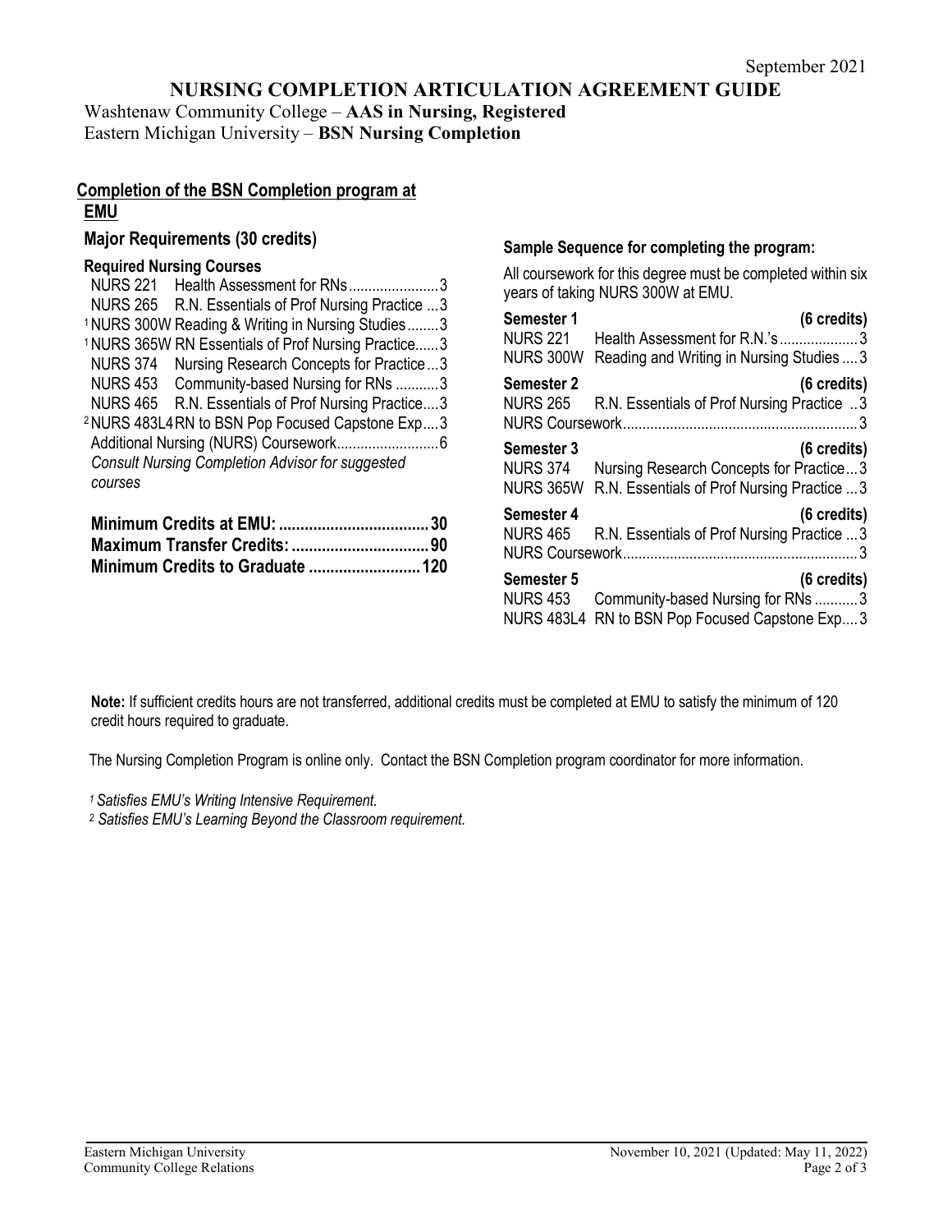September 2021

# NURSING COMPLETION ARTICULATION AGREEMENT GUIDE

Washtenaw Community College – **AAS in Nursing, Registered**
Eastern Michigan University – **BSN Nursing Completion**

## Completion of the BSN Completion program at EMU

### Major Requirements (30 credits)

#### Required Nursing Courses

| Course | Title | Credits |
|---|---|---|
| NURS 221 | Health Assessment for RNs | 3 |
| NURS 265 | R.N. Essentials of Prof Nursing Practice | 3 |
| [1] NURS 300W | Reading & Writing in Nursing Studies | 3 |
| [1] NURS 365W | RN Essentials of Prof Nursing Practice | 3 |
| NURS 374 | Nursing Research Concepts for Practice | 3 |
| NURS 453 | Community-based Nursing for RNs | 3 |
| NURS 465 | R.N. Essentials of Prof Nursing Practice | 3 |
| [2] NURS 483L4 | RN to BSN Pop Focused Capstone Exp | 3 |
| Additional Nursing (NURS) Coursework | | 6 |

*Consult Nursing Completion Advisor for suggested courses*

**Minimum Credits at EMU: 30**
**Maximum Transfer Credits: 90**
**Minimum Credits to Graduate 120**

### Sample Sequence for completing the program:

All coursework for this degree must be completed within six years of taking NURS 300W at EMU.

**Semester 1 (6 credits)**

| Course | Title | Credits |
|---|---|---|
| NURS 221 | Health Assessment for R.N.'s | 3 |
| NURS 300W | Reading and Writing in Nursing Studies | 3 |

**Semester 2 (6 credits)**

| Course | Title | Credits |
|---|---|---|
| NURS 265 | R.N. Essentials of Prof Nursing Practice | 3 |
| NURS Coursework | | 3 |

**Semester 3 (6 credits)**

| Course | Title | Credits |
|---|---|---|
| NURS 374 | Nursing Research Concepts for Practice | 3 |
| NURS 365W | R.N. Essentials of Prof Nursing Practice | 3 |

**Semester 4 (6 credits)**

| Course | Title | Credits |
|---|---|---|
| NURS 465 | R.N. Essentials of Prof Nursing Practice | 3 |
| NURS Coursework | | 3 |

**Semester 5 (6 credits)**

| Course | Title | Credits |
|---|---|---|
| NURS 453 | Community-based Nursing for RNs | 3 |
| NURS 483L4 | RN to BSN Pop Focused Capstone Exp | 3 |

**Note:** If sufficient credits hours are not transferred, additional credits must be completed at EMU to satisfy the minimum of 120 credit hours required to graduate.

The Nursing Completion Program is online only. Contact the BSN Completion program coordinator for more information.

*[1] Satisfies EMU's Writing Intensive Requirement.*
*[2] Satisfies EMU's Learning Beyond the Classroom requirement.*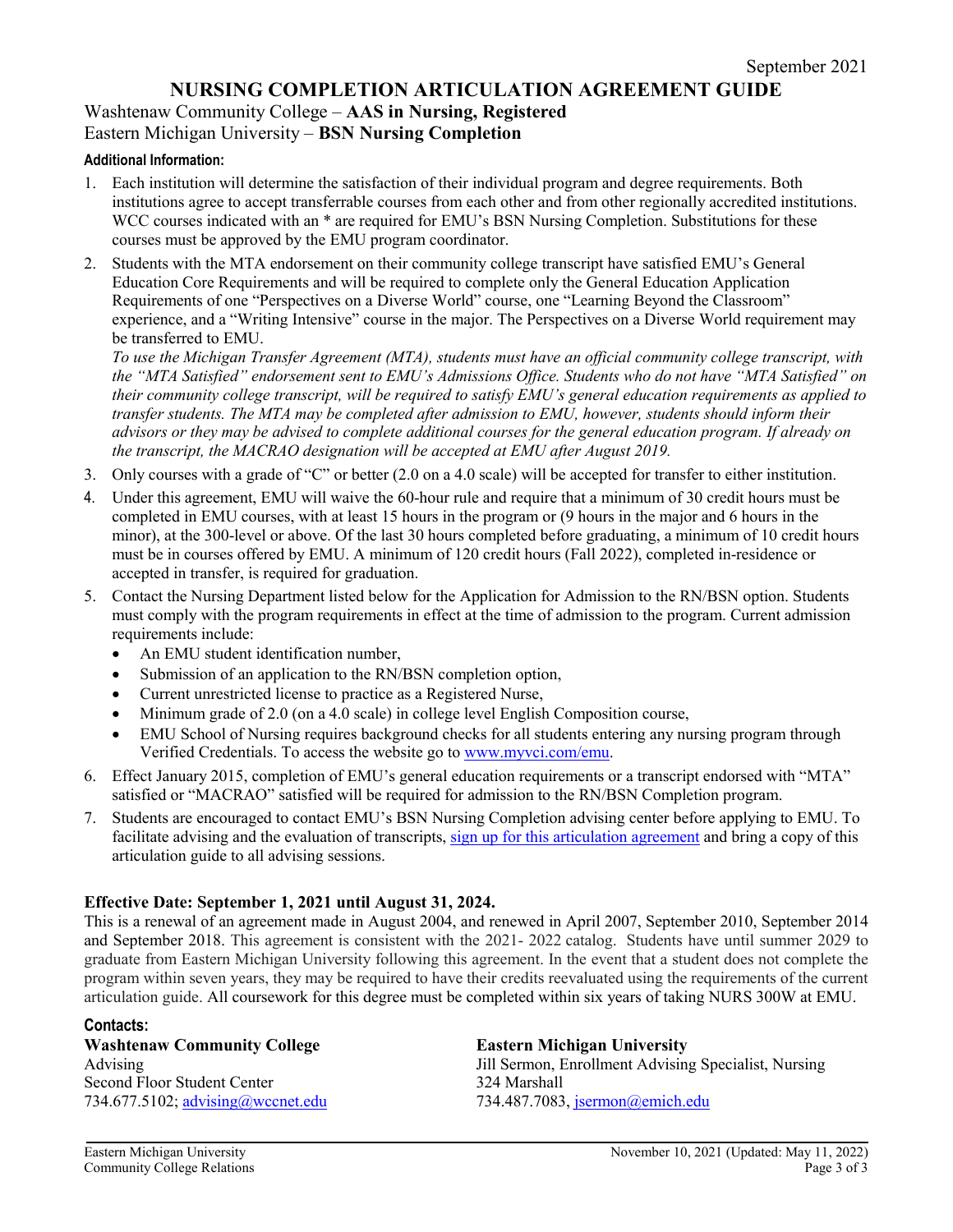September 2021

# NURSING COMPLETION ARTICULATION AGREEMENT GUIDE

## Washtenaw Community College – **AAS in Nursing, Registered**
## Eastern Michigan University – **BSN Nursing Completion**

**Additional Information:**

1. Each institution will determine the satisfaction of their individual program and degree requirements. Both institutions agree to accept transferrable courses from each other and from other regionally accredited institutions. WCC courses indicated with an * are required for EMU's BSN Nursing Completion. Substitutions for these courses must be approved by the EMU program coordinator.
2. Students with the MTA endorsement on their community college transcript have satisfied EMU's General Education Core Requirements and will be required to complete only the General Education Application Requirements of one "Perspectives on a Diverse World" course, one "Learning Beyond the Classroom" experience, and a "Writing Intensive" course in the major. The Perspectives on a Diverse World requirement may be transferred to EMU.
   *To use the Michigan Transfer Agreement (MTA), students must have an official community college transcript, with the "MTA Satisfied" endorsement sent to EMU's Admissions Office. Students who do not have "MTA Satisfied" on their community college transcript, will be required to satisfy EMU's general education requirements as applied to transfer students. The MTA may be completed after admission to EMU, however, students should inform their advisors or they may be advised to complete additional courses for the general education program. If already on the transcript, the MACRAO designation will be accepted at EMU after August 2019.*
3. Only courses with a grade of "C" or better (2.0 on a 4.0 scale) will be accepted for transfer to either institution.
4. Under this agreement, EMU will waive the 60-hour rule and require that a minimum of 30 credit hours must be completed in EMU courses, with at least 15 hours in the program or (9 hours in the major and 6 hours in the minor), at the 300-level or above. Of the last 30 hours completed before graduating, a minimum of 10 credit hours must be in courses offered by EMU. A minimum of 120 credit hours (Fall 2022), completed in-residence or accepted in transfer, is required for graduation.
5. Contact the Nursing Department listed below for the Application for Admission to the RN/BSN option. Students must comply with the program requirements in effect at the time of admission to the program. Current admission requirements include:
   - An EMU student identification number,
   - Submission of an application to the RN/BSN completion option,
   - Current unrestricted license to practice as a Registered Nurse,
   - Minimum grade of 2.0 (on a 4.0 scale) in college level English Composition course,
   - EMU School of Nursing requires background checks for all students entering any nursing program through Verified Credentials. To access the website go to www.myvci.com/emu.
6. Effect January 2015, completion of EMU's general education requirements or a transcript endorsed with "MTA" satisfied or "MACRAO" satisfied will be required for admission to the RN/BSN Completion program.
7. Students are encouraged to contact EMU's BSN Nursing Completion advising center before applying to EMU. To facilitate advising and the evaluation of transcripts, sign up for this articulation agreement and bring a copy of this articulation guide to all advising sessions.

**Effective Date: September 1, 2021 until August 31, 2024.**

This is a renewal of an agreement made in August 2004, and renewed in April 2007, September 2010, September 2014 and September 2018. This agreement is consistent with the 2021- 2022 catalog. Students have until summer 2029 to graduate from Eastern Michigan University following this agreement. In the event that a student does not complete the program within seven years, they may be required to have their credits reevaluated using the requirements of the current articulation guide. All coursework for this degree must be completed within six years of taking NURS 300W at EMU.

**Contacts:**

**Washtenaw Community College**
Advising
Second Floor Student Center
734.677.5102; advising@wccnet.edu

**Eastern Michigan University**
Jill Sermon, Enrollment Advising Specialist, Nursing
324 Marshall
734.487.7083, jsermon@emich.edu

Eastern Michigan University
Community College Relations

November 10, 2021 (Updated: May 11, 2022)